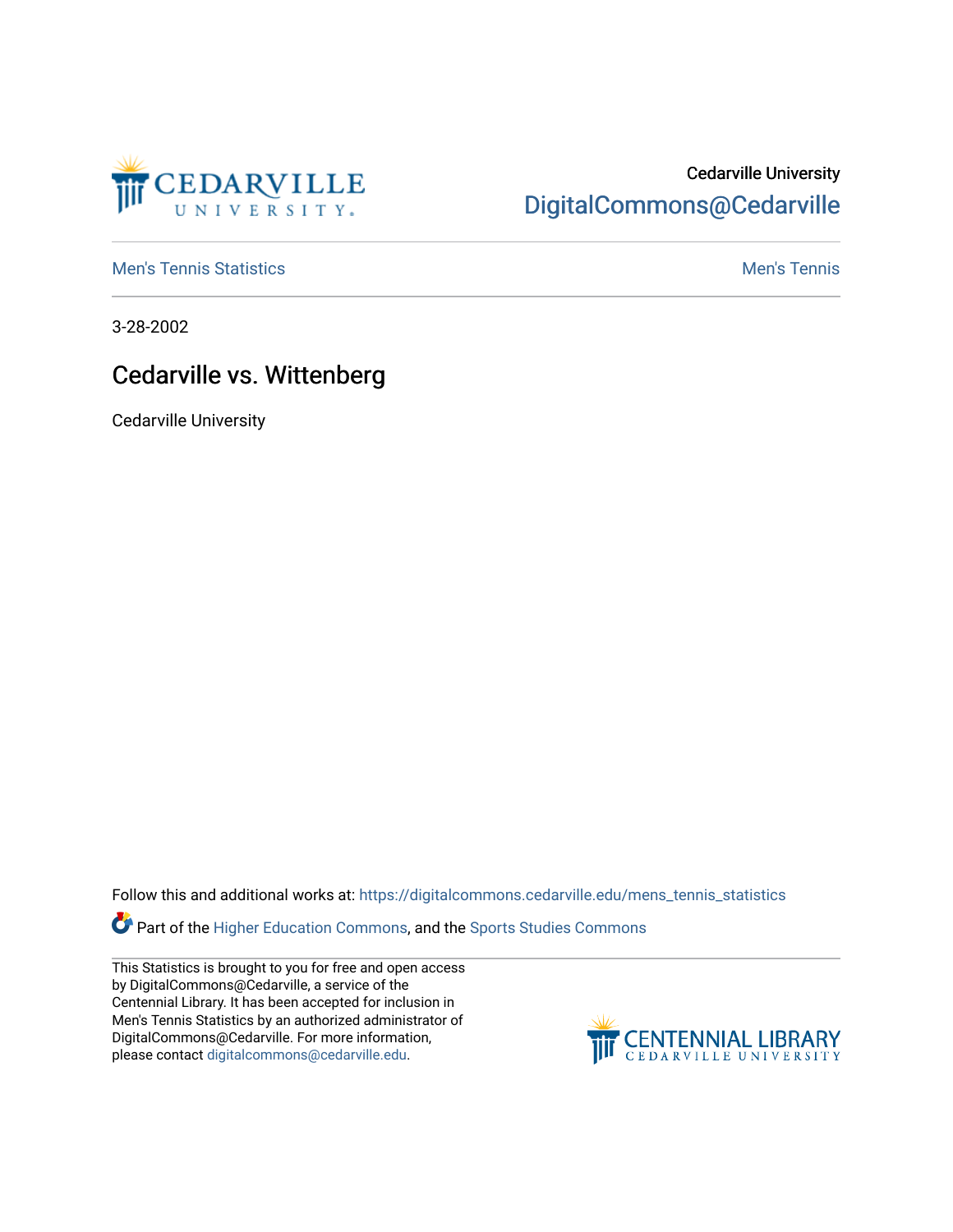Cedarville University
DigitalCommons@Cedarville

Men's Tennis Statistics | Men's Tennis

3-28-2002

# Cedarville vs. Wittenberg

Cedarville University

Follow this and additional works at: https://digitalcommons.cedarville.edu/mens_tennis_statistics

Part of the Higher Education Commons, and the Sports Studies Commons

This Statistics is brought to you for free and open access by DigitalCommons@Cedarville, a service of the Centennial Library. It has been accepted for inclusion in Men's Tennis Statistics by an authorized administrator of DigitalCommons@Cedarville. For more information, please contact digitalcommons@cedarville.edu.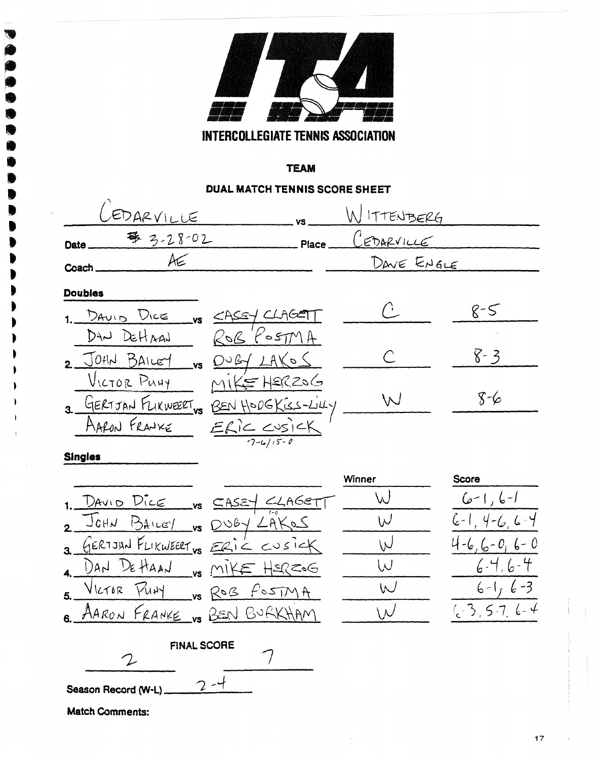# ITA

## INTERCOLLEGIATE TENNIS ASSOCIATION

**TEAM**

**DUAL MATCH TENNIS SCORE SHEET**

CEDARVILLE vs WITTENBERG

Date: 3-28-02 Place: CEDARVILLE

Coach: AE DAVE ENGLE

**Doubles**

| | | | | |
|---|---|---|---|---|
| 1. | DAVID DICE / DAN DEHAAN | vs CASEY CLAGETT / ROB POSTMA | C | 8-5 |
| 2. | JOHN BAILEY / VICTOR PUHY | vs DUBY LAKOS / MIKE HERZOG | C | 8-3 |
| 3. | GERTJAN FLIKWEERT / AARON FRANKE | vs BEN HODGKISS-LILLY / ERIC CUSICK (7-6/15-0) | W | 8-6 |

**Singles**

| | | | Winner | Score |
|---|---|---|---|---|
| 1. | DAVID DICE | vs CASEY CLAGETT | W | 6-1, 6-1 |
| 2. | JOHN BAILEY | vs DUBY LAKOS | W | 6-1, 4-6, 6-4 |
| 3. | GERTJAN FLIKWEERT | vs ERIC CUSICK | W | 4-6, 6-0, 6-0 |
| 4. | DAN DEHAAN | vs MIKE HERZOG | W | 6-4, 6-4 |
| 5. | VICTOR PUHY | vs ROB POSTMA | W | 6-1, 6-3 |
| 6. | AARON FRANKE | vs BEN BURKHAM | W | 6-3, 5-7, 6-4 |

**FINAL SCORE**

2 7

Season Record (W-L): 2-4

**Match Comments:**